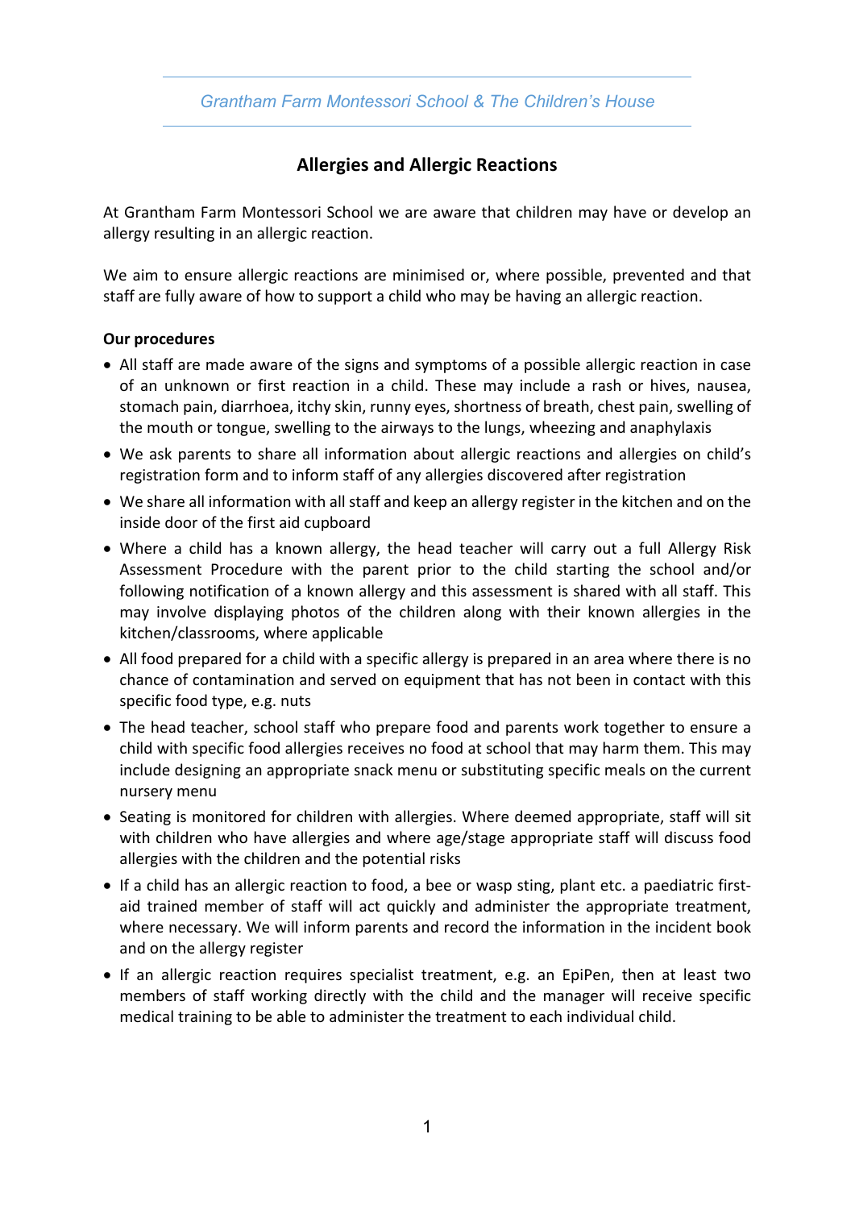*Grantham Farm Montessori School & The Children's House*

## Allergies and Allergic Reactions

At Grantham Farm Montessori School we are aware that children may have or develop an allergy resulting in an allergic reaction.

We aim to ensure allergic reactions are minimised or, where possible, prevented and that staff are fully aware of how to support a child who may be having an allergic reaction.

**Our procedures**

- All staff are made aware of the signs and symptoms of a possible allergic reaction in case of an unknown or first reaction in a child. These may include a rash or hives, nausea, stomach pain, diarrhoea, itchy skin, runny eyes, shortness of breath, chest pain, swelling of the mouth or tongue, swelling to the airways to the lungs, wheezing and anaphylaxis
- We ask parents to share all information about allergic reactions and allergies on child's registration form and to inform staff of any allergies discovered after registration
- We share all information with all staff and keep an allergy register in the kitchen and on the inside door of the first aid cupboard
- Where a child has a known allergy, the head teacher will carry out a full Allergy Risk Assessment Procedure with the parent prior to the child starting the school and/or following notification of a known allergy and this assessment is shared with all staff. This may involve displaying photos of the children along with their known allergies in the kitchen/classrooms, where applicable
- All food prepared for a child with a specific allergy is prepared in an area where there is no chance of contamination and served on equipment that has not been in contact with this specific food type, e.g. nuts
- The head teacher, school staff who prepare food and parents work together to ensure a child with specific food allergies receives no food at school that may harm them. This may include designing an appropriate snack menu or substituting specific meals on the current nursery menu
- Seating is monitored for children with allergies. Where deemed appropriate, staff will sit with children who have allergies and where age/stage appropriate staff will discuss food allergies with the children and the potential risks
- If a child has an allergic reaction to food, a bee or wasp sting, plant etc. a paediatric first-aid trained member of staff will act quickly and administer the appropriate treatment, where necessary. We will inform parents and record the information in the incident book and on the allergy register
- If an allergic reaction requires specialist treatment, e.g. an EpiPen, then at least two members of staff working directly with the child and the manager will receive specific medical training to be able to administer the treatment to each individual child.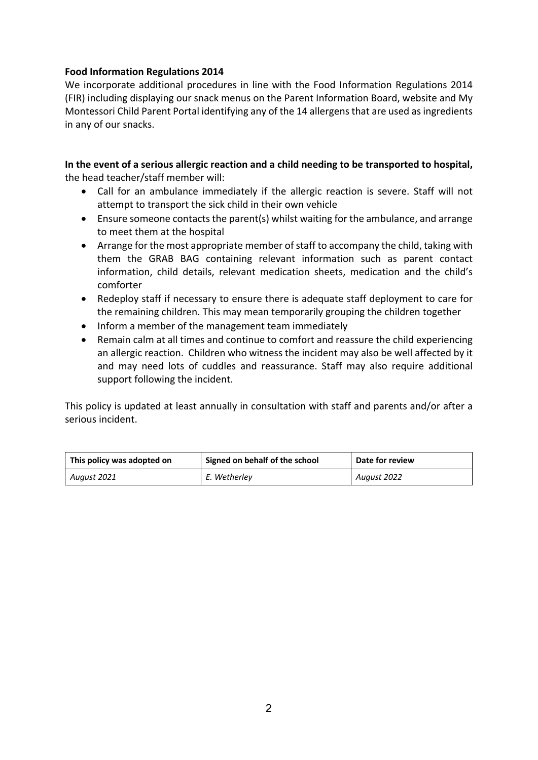**Food Information Regulations 2014**

We incorporate additional procedures in line with the Food Information Regulations 2014 (FIR) including displaying our snack menus on the Parent Information Board, website and My Montessori Child Parent Portal identifying any of the 14 allergens that are used as ingredients in any of our snacks.

**In the event of a serious allergic reaction and a child needing to be transported to hospital,** the head teacher/staff member will:

- Call for an ambulance immediately if the allergic reaction is severe. Staff will not attempt to transport the sick child in their own vehicle
- Ensure someone contacts the parent(s) whilst waiting for the ambulance, and arrange to meet them at the hospital
- Arrange for the most appropriate member of staff to accompany the child, taking with them the GRAB BAG containing relevant information such as parent contact information, child details, relevant medication sheets, medication and the child's comforter
- Redeploy staff if necessary to ensure there is adequate staff deployment to care for the remaining children. This may mean temporarily grouping the children together
- Inform a member of the management team immediately
- Remain calm at all times and continue to comfort and reassure the child experiencing an allergic reaction. Children who witness the incident may also be well affected by it and may need lots of cuddles and reassurance. Staff may also require additional support following the incident.

This policy is updated at least annually in consultation with staff and parents and/or after a serious incident.

| This policy was adopted on | Signed on behalf of the school | Date for review |
|---|---|---|
| *August 2021* | *E. Wetherley* | *August 2022* |